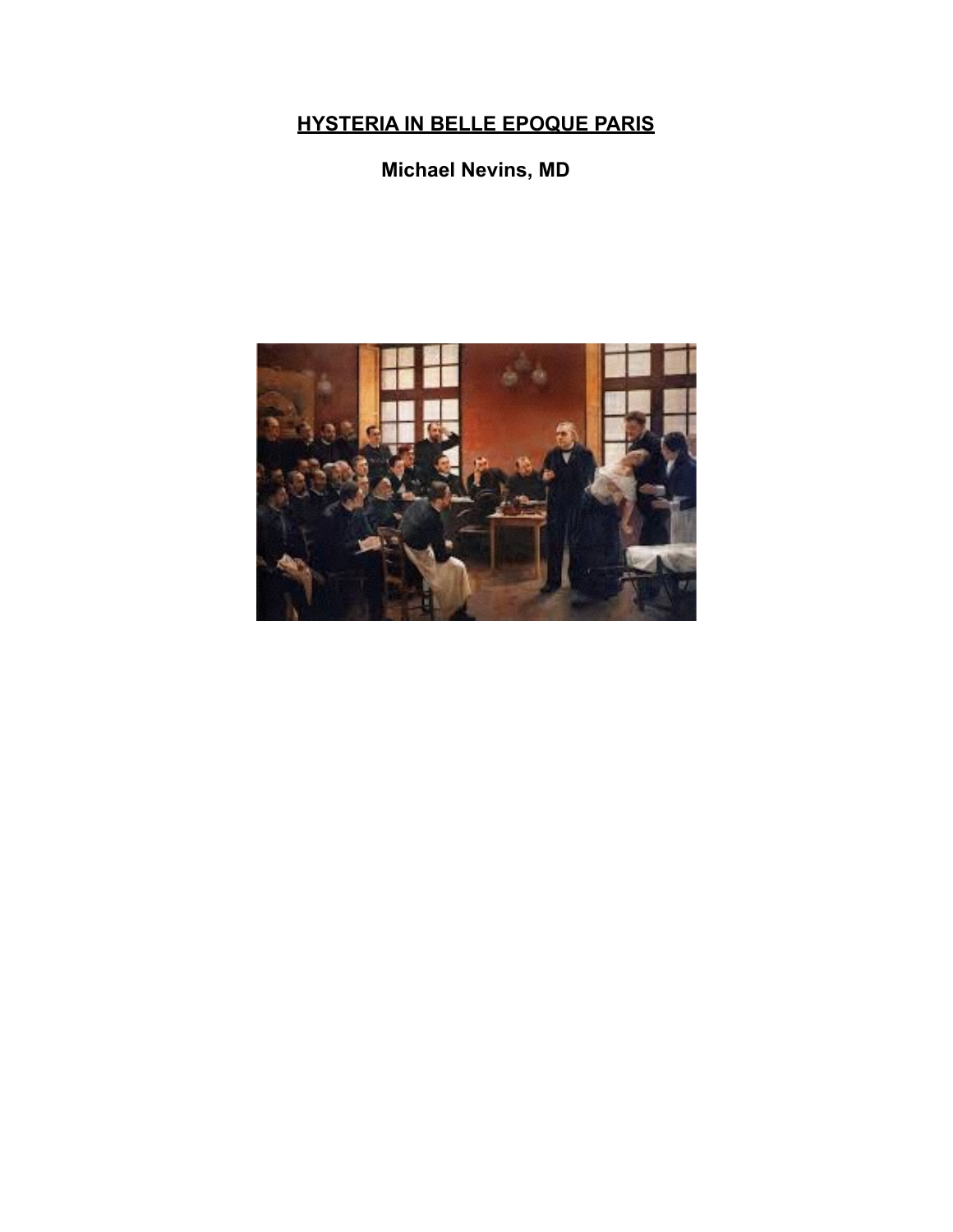# HYSTERIA IN BELLE EPOQUE PARIS

**Michael Nevins, MD**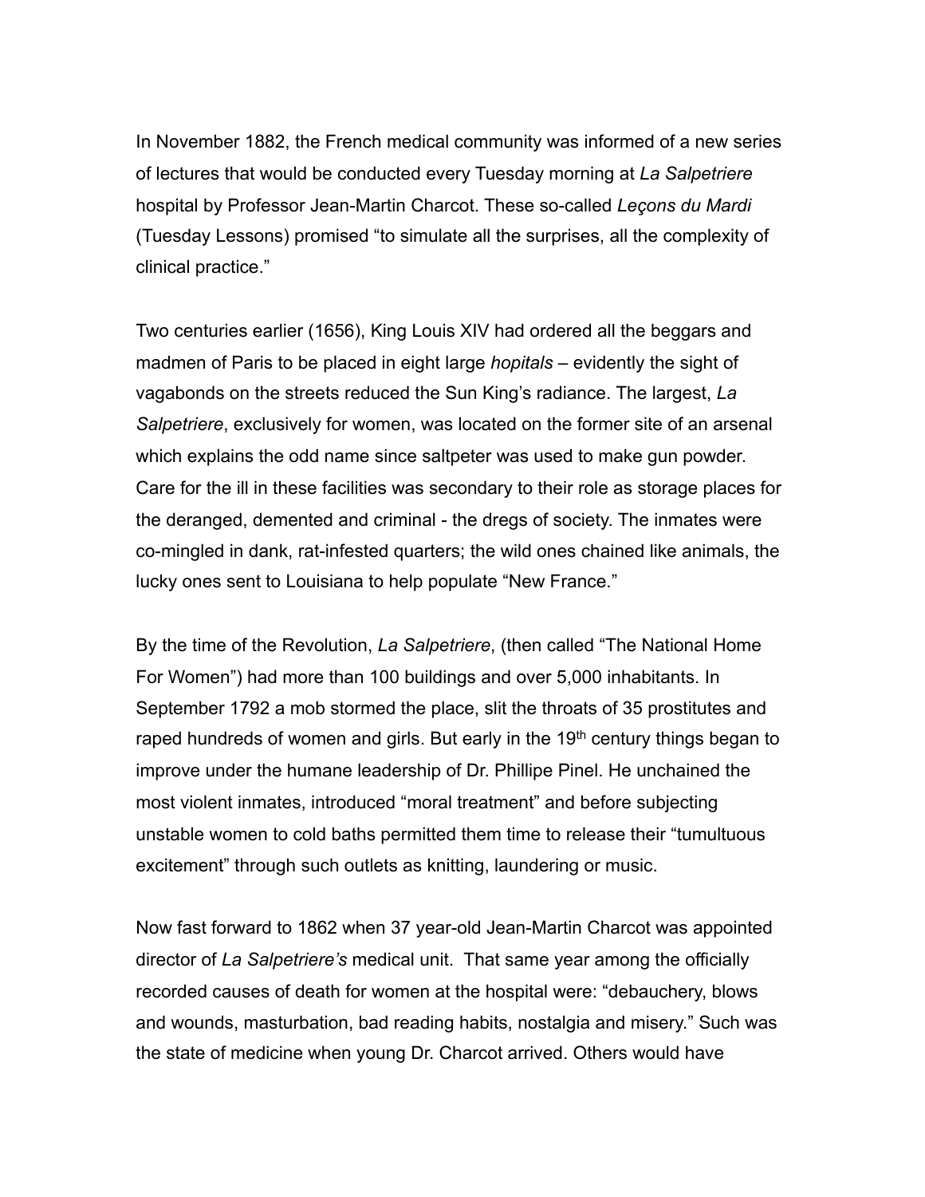In November 1882, the French medical community was informed of a new series of lectures that would be conducted every Tuesday morning at *La Salpetriere* hospital by Professor Jean-Martin Charcot. These so-called *Leçons du Mardi* (Tuesday Lessons) promised “to simulate all the surprises, all the complexity of clinical practice.”

Two centuries earlier (1656), King Louis XIV had ordered all the beggars and madmen of Paris to be placed in eight large *hopitals* – evidently the sight of vagabonds on the streets reduced the Sun King’s radiance. The largest, *La Salpetriere*, exclusively for women, was located on the former site of an arsenal which explains the odd name since saltpeter was used to make gun powder. Care for the ill in these facilities was secondary to their role as storage places for the deranged, demented and criminal - the dregs of society. The inmates were co-mingled in dank, rat-infested quarters; the wild ones chained like animals, the lucky ones sent to Louisiana to help populate “New France.”

By the time of the Revolution, *La Salpetriere*, (then called “The National Home For Women”) had more than 100 buildings and over 5,000 inhabitants. In September 1792 a mob stormed the place, slit the throats of 35 prostitutes and raped hundreds of women and girls. But early in the 19th century things began to improve under the humane leadership of Dr. Phillipe Pinel. He unchained the most violent inmates, introduced “moral treatment” and before subjecting unstable women to cold baths permitted them time to release their “tumultuous excitement” through such outlets as knitting, laundering or music.

Now fast forward to 1862 when 37 year-old Jean-Martin Charcot was appointed director of *La Salpetriere’s* medical unit. That same year among the officially recorded causes of death for women at the hospital were: “debauchery, blows and wounds, masturbation, bad reading habits, nostalgia and misery.” Such was the state of medicine when young Dr. Charcot arrived. Others would have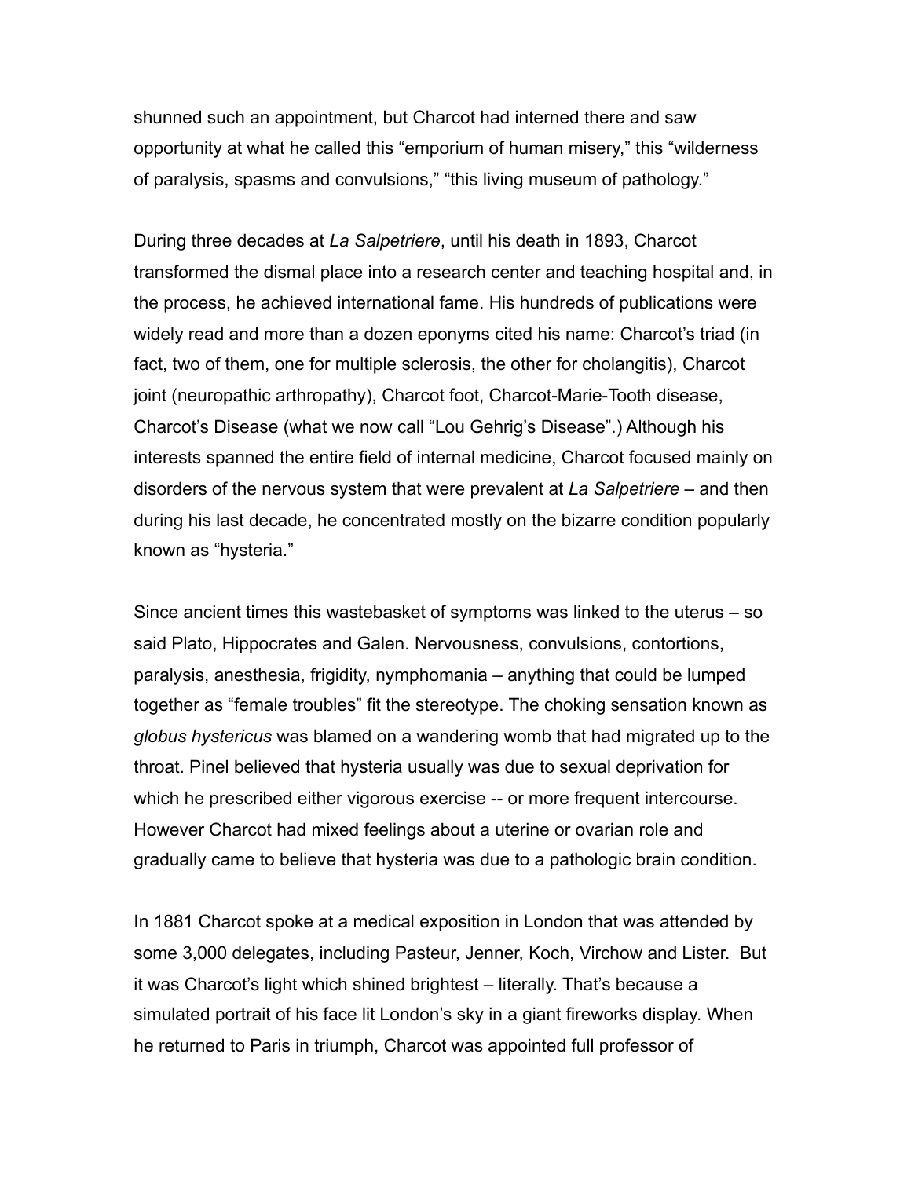shunned such an appointment, but Charcot had interned there and saw opportunity at what he called this "emporium of human misery," this "wilderness of paralysis, spasms and convulsions," "this living museum of pathology."

During three decades at *La Salpetriere*, until his death in 1893, Charcot transformed the dismal place into a research center and teaching hospital and, in the process, he achieved international fame. His hundreds of publications were widely read and more than a dozen eponyms cited his name: Charcot's triad (in fact, two of them, one for multiple sclerosis, the other for cholangitis), Charcot joint (neuropathic arthropathy), Charcot foot, Charcot-Marie-Tooth disease, Charcot's Disease (what we now call "Lou Gehrig's Disease".) Although his interests spanned the entire field of internal medicine, Charcot focused mainly on disorders of the nervous system that were prevalent at *La Salpetriere* – and then during his last decade, he concentrated mostly on the bizarre condition popularly known as "hysteria."

Since ancient times this wastebasket of symptoms was linked to the uterus – so said Plato, Hippocrates and Galen. Nervousness, convulsions, contortions, paralysis, anesthesia, frigidity, nymphomania – anything that could be lumped together as "female troubles" fit the stereotype. The choking sensation known as *globus hystericus* was blamed on a wandering womb that had migrated up to the throat. Pinel believed that hysteria usually was due to sexual deprivation for which he prescribed either vigorous exercise -- or more frequent intercourse. However Charcot had mixed feelings about a uterine or ovarian role and gradually came to believe that hysteria was due to a pathologic brain condition.

In 1881 Charcot spoke at a medical exposition in London that was attended by some 3,000 delegates, including Pasteur, Jenner, Koch, Virchow and Lister. But it was Charcot's light which shined brightest – literally. That's because a simulated portrait of his face lit London's sky in a giant fireworks display. When he returned to Paris in triumph, Charcot was appointed full professor of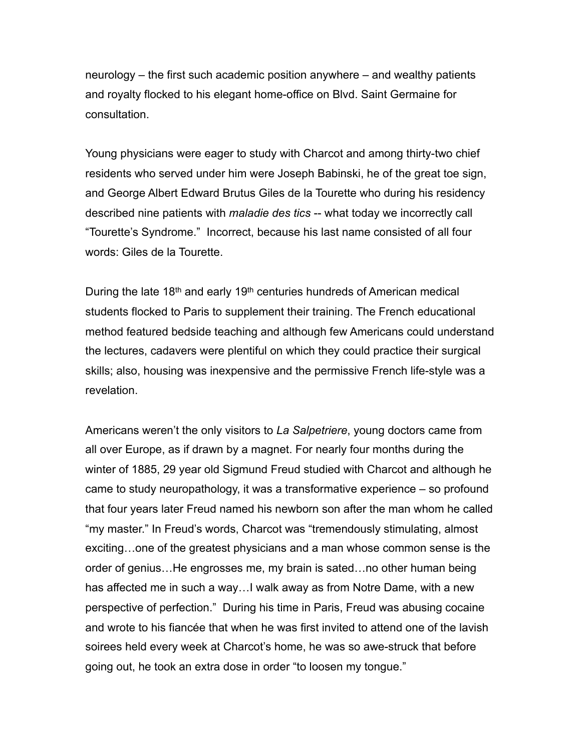neurology – the first such academic position anywhere – and wealthy patients and royalty flocked to his elegant home-office on Blvd. Saint Germaine for consultation.

Young physicians were eager to study with Charcot and among thirty-two chief residents who served under him were Joseph Babinski, he of the great toe sign, and George Albert Edward Brutus Giles de la Tourette who during his residency described nine patients with *maladie des tics* -- what today we incorrectly call "Tourette's Syndrome." Incorrect, because his last name consisted of all four words: Giles de la Tourette.

During the late 18th and early 19th centuries hundreds of American medical students flocked to Paris to supplement their training. The French educational method featured bedside teaching and although few Americans could understand the lectures, cadavers were plentiful on which they could practice their surgical skills; also, housing was inexpensive and the permissive French life-style was a revelation.

Americans weren't the only visitors to *La Salpetriere*, young doctors came from all over Europe, as if drawn by a magnet. For nearly four months during the winter of 1885, 29 year old Sigmund Freud studied with Charcot and although he came to study neuropathology, it was a transformative experience – so profound that four years later Freud named his newborn son after the man whom he called "my master." In Freud's words, Charcot was "tremendously stimulating, almost exciting…one of the greatest physicians and a man whose common sense is the order of genius…He engrosses me, my brain is sated…no other human being has affected me in such a way…I walk away as from Notre Dame, with a new perspective of perfection." During his time in Paris, Freud was abusing cocaine and wrote to his fiancée that when he was first invited to attend one of the lavish soirees held every week at Charcot's home, he was so awe-struck that before going out, he took an extra dose in order "to loosen my tongue."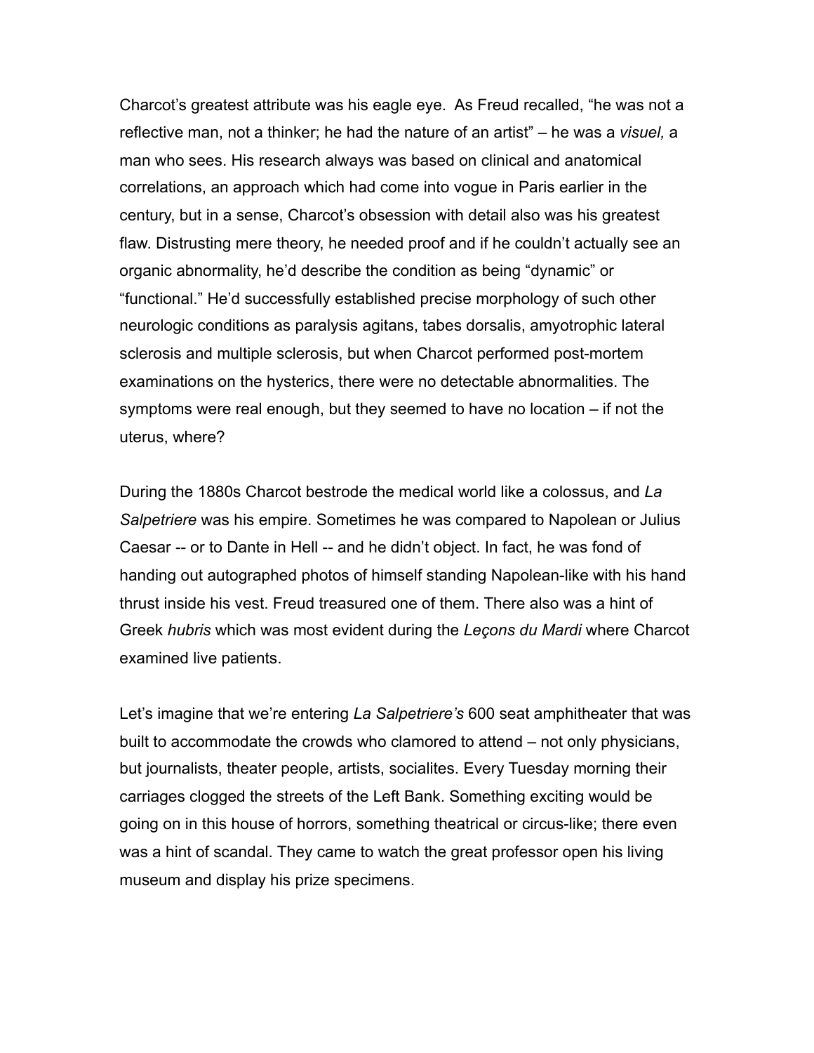Charcot's greatest attribute was his eagle eye. As Freud recalled, "he was not a reflective man, not a thinker; he had the nature of an artist" – he was a *visuel,* a man who sees. His research always was based on clinical and anatomical correlations, an approach which had come into vogue in Paris earlier in the century, but in a sense, Charcot's obsession with detail also was his greatest flaw. Distrusting mere theory, he needed proof and if he couldn't actually see an organic abnormality, he'd describe the condition as being "dynamic" or "functional." He'd successfully established precise morphology of such other neurologic conditions as paralysis agitans, tabes dorsalis, amyotrophic lateral sclerosis and multiple sclerosis, but when Charcot performed post-mortem examinations on the hysterics, there were no detectable abnormalities. The symptoms were real enough, but they seemed to have no location – if not the uterus, where?

During the 1880s Charcot bestrode the medical world like a colossus, and *La Salpetriere* was his empire. Sometimes he was compared to Napolean or Julius Caesar -- or to Dante in Hell -- and he didn't object. In fact, he was fond of handing out autographed photos of himself standing Napolean-like with his hand thrust inside his vest. Freud treasured one of them. There also was a hint of Greek *hubris* which was most evident during the *Leçons du Mardi* where Charcot examined live patients.

Let's imagine that we're entering *La Salpetriere's* 600 seat amphitheater that was built to accommodate the crowds who clamored to attend – not only physicians, but journalists, theater people, artists, socialites. Every Tuesday morning their carriages clogged the streets of the Left Bank. Something exciting would be going on in this house of horrors, something theatrical or circus-like; there even was a hint of scandal. They came to watch the great professor open his living museum and display his prize specimens.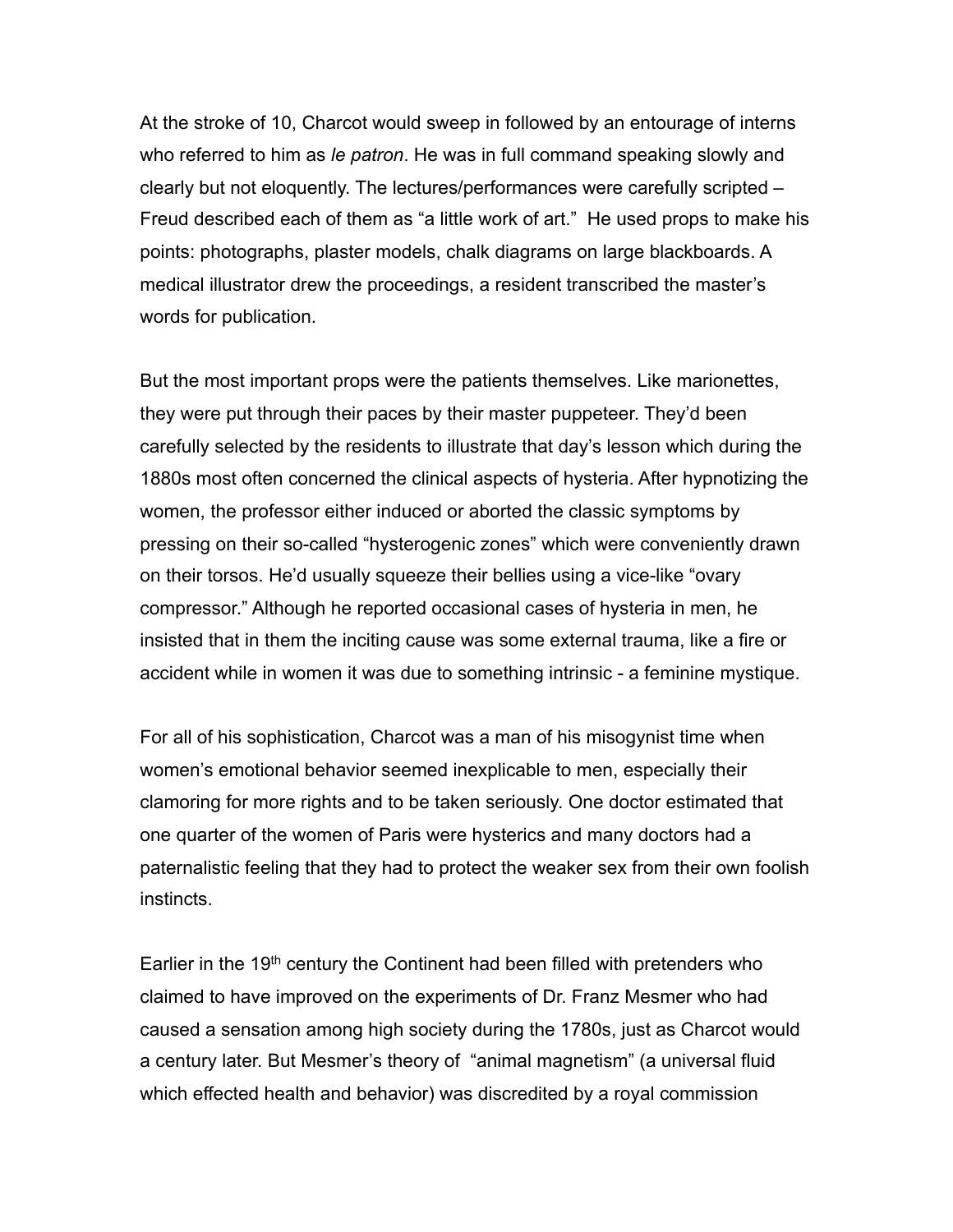At the stroke of 10, Charcot would sweep in followed by an entourage of interns who referred to him as *le patron*. He was in full command speaking slowly and clearly but not eloquently. The lectures/performances were carefully scripted – Freud described each of them as "a little work of art." He used props to make his points: photographs, plaster models, chalk diagrams on large blackboards. A medical illustrator drew the proceedings, a resident transcribed the master's words for publication.

But the most important props were the patients themselves. Like marionettes, they were put through their paces by their master puppeteer. They'd been carefully selected by the residents to illustrate that day's lesson which during the 1880s most often concerned the clinical aspects of hysteria. After hypnotizing the women, the professor either induced or aborted the classic symptoms by pressing on their so-called "hysterogenic zones" which were conveniently drawn on their torsos. He'd usually squeeze their bellies using a vice-like "ovary compressor." Although he reported occasional cases of hysteria in men, he insisted that in them the inciting cause was some external trauma, like a fire or accident while in women it was due to something intrinsic - a feminine mystique.

For all of his sophistication, Charcot was a man of his misogynist time when women's emotional behavior seemed inexplicable to men, especially their clamoring for more rights and to be taken seriously. One doctor estimated that one quarter of the women of Paris were hysterics and many doctors had a paternalistic feeling that they had to protect the weaker sex from their own foolish instincts.

Earlier in the 19th century the Continent had been filled with pretenders who claimed to have improved on the experiments of Dr. Franz Mesmer who had caused a sensation among high society during the 1780s, just as Charcot would a century later. But Mesmer's theory of "animal magnetism" (a universal fluid which effected health and behavior) was discredited by a royal commission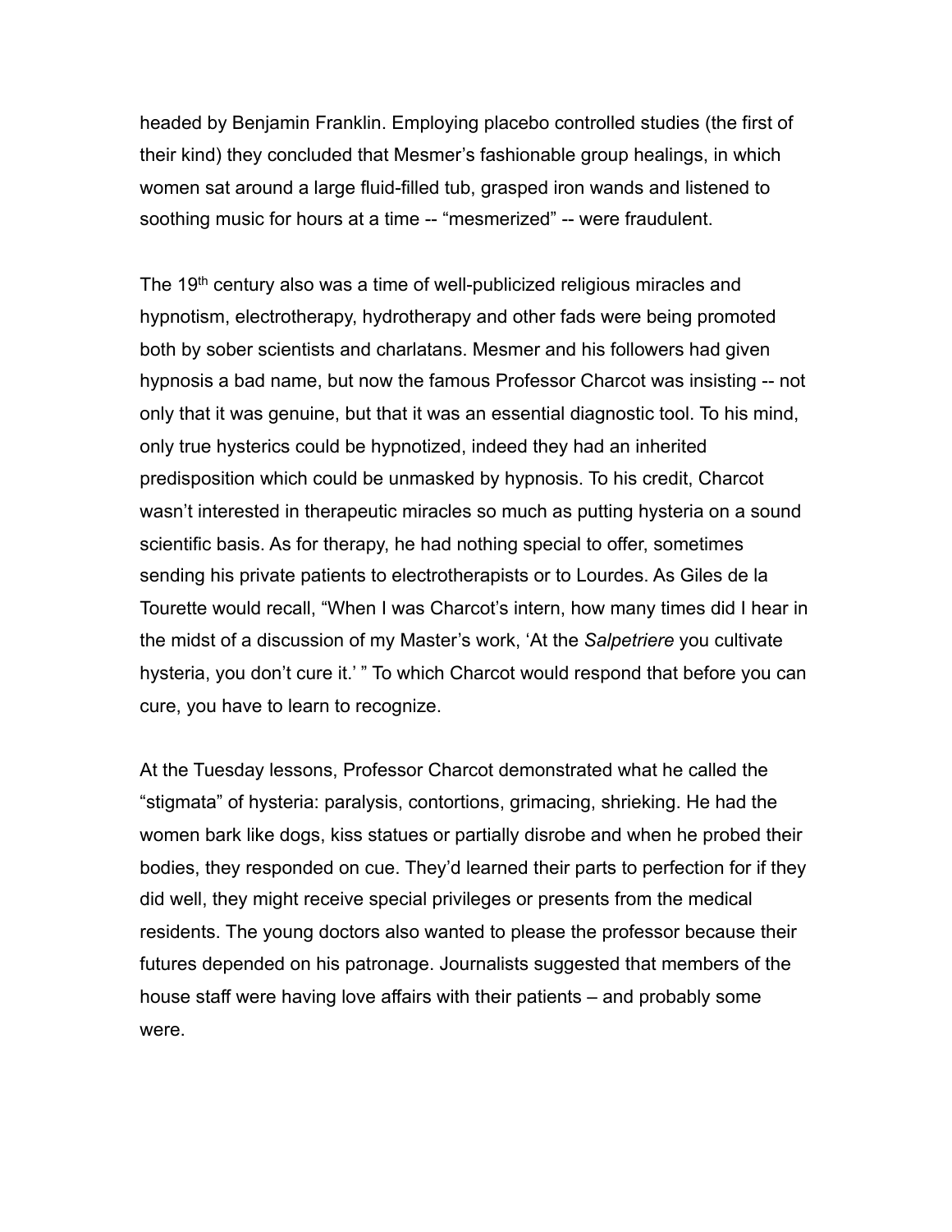headed by Benjamin Franklin. Employing placebo controlled studies (the first of their kind) they concluded that Mesmer's fashionable group healings, in which women sat around a large fluid-filled tub, grasped iron wands and listened to soothing music for hours at a time -- "mesmerized" -- were fraudulent.

The 19th century also was a time of well-publicized religious miracles and hypnotism, electrotherapy, hydrotherapy and other fads were being promoted both by sober scientists and charlatans. Mesmer and his followers had given hypnosis a bad name, but now the famous Professor Charcot was insisting -- not only that it was genuine, but that it was an essential diagnostic tool. To his mind, only true hysterics could be hypnotized, indeed they had an inherited predisposition which could be unmasked by hypnosis. To his credit, Charcot wasn't interested in therapeutic miracles so much as putting hysteria on a sound scientific basis. As for therapy, he had nothing special to offer, sometimes sending his private patients to electrotherapists or to Lourdes. As Giles de la Tourette would recall, "When I was Charcot's intern, how many times did I hear in the midst of a discussion of my Master's work, 'At the *Salpetriere* you cultivate hysteria, you don't cure it.' " To which Charcot would respond that before you can cure, you have to learn to recognize.

At the Tuesday lessons, Professor Charcot demonstrated what he called the "stigmata" of hysteria: paralysis, contortions, grimacing, shrieking. He had the women bark like dogs, kiss statues or partially disrobe and when he probed their bodies, they responded on cue. They'd learned their parts to perfection for if they did well, they might receive special privileges or presents from the medical residents. The young doctors also wanted to please the professor because their futures depended on his patronage. Journalists suggested that members of the house staff were having love affairs with their patients – and probably some were.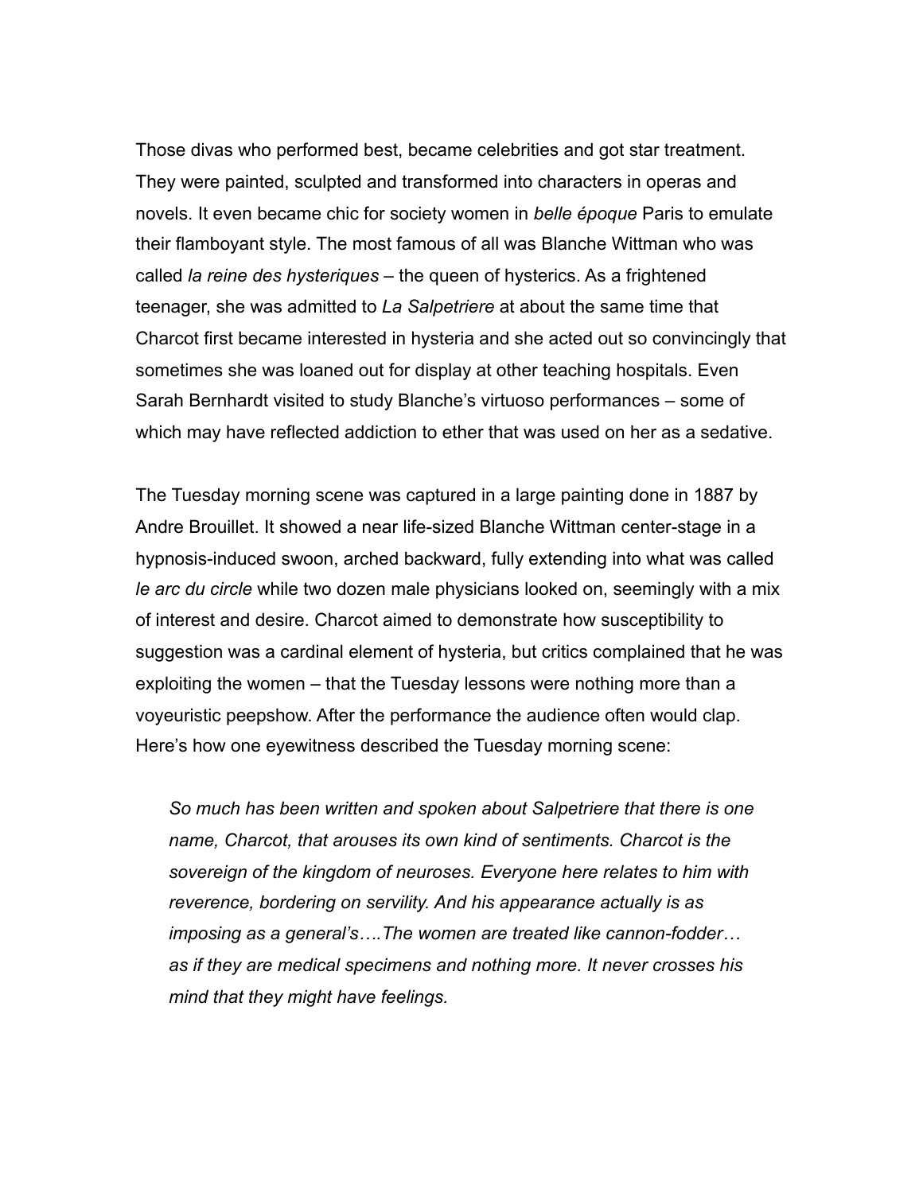Those divas who performed best, became celebrities and got star treatment. They were painted, sculpted and transformed into characters in operas and novels. It even became chic for society women in *belle époque* Paris to emulate their flamboyant style. The most famous of all was Blanche Wittman who was called *la reine des hysteriques* – the queen of hysterics. As a frightened teenager, she was admitted to *La Salpetriere* at about the same time that Charcot first became interested in hysteria and she acted out so convincingly that sometimes she was loaned out for display at other teaching hospitals. Even Sarah Bernhardt visited to study Blanche's virtuoso performances – some of which may have reflected addiction to ether that was used on her as a sedative.

The Tuesday morning scene was captured in a large painting done in 1887 by Andre Brouillet. It showed a near life-sized Blanche Wittman center-stage in a hypnosis-induced swoon, arched backward, fully extending into what was called *le arc du circle* while two dozen male physicians looked on, seemingly with a mix of interest and desire. Charcot aimed to demonstrate how susceptibility to suggestion was a cardinal element of hysteria, but critics complained that he was exploiting the women – that the Tuesday lessons were nothing more than a voyeuristic peepshow. After the performance the audience often would clap. Here's how one eyewitness described the Tuesday morning scene:

> *So much has been written and spoken about Salpetriere that there is one name, Charcot, that arouses its own kind of sentiments. Charcot is the sovereign of the kingdom of neuroses. Everyone here relates to him with reverence, bordering on servility. And his appearance actually is as imposing as a general's….The women are treated like cannon-fodder… as if they are medical specimens and nothing more. It never crosses his mind that they might have feelings.*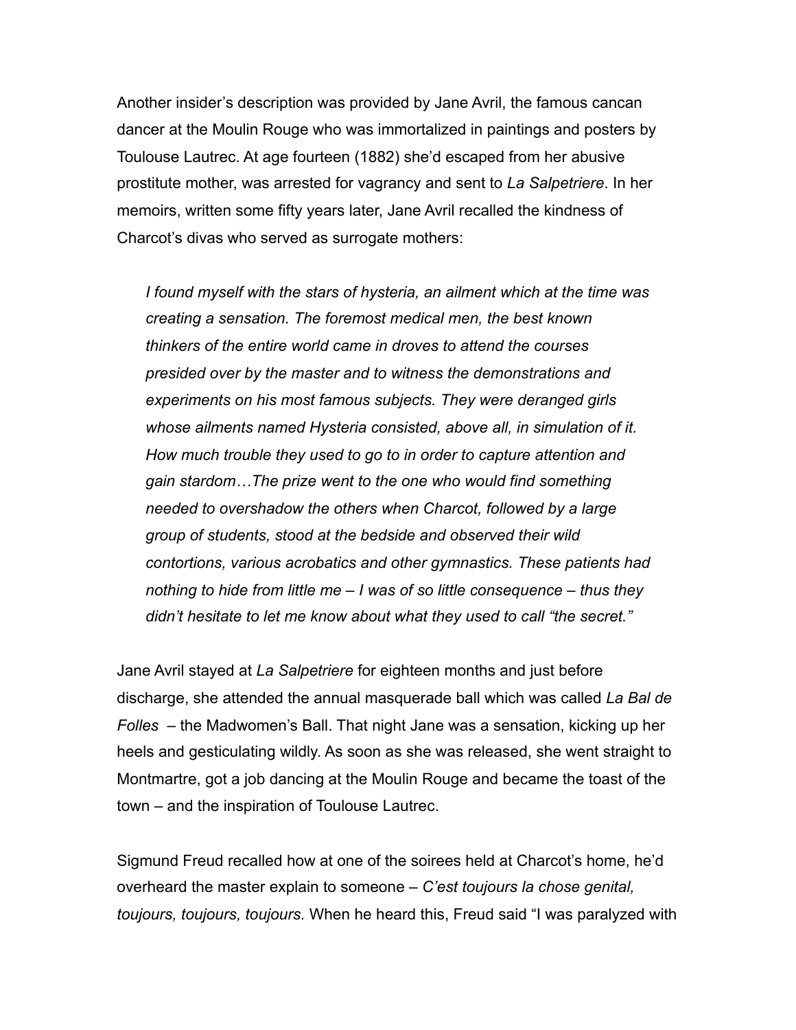Another insider's description was provided by Jane Avril, the famous cancan dancer at the Moulin Rouge who was immortalized in paintings and posters by Toulouse Lautrec. At age fourteen (1882) she'd escaped from her abusive prostitute mother, was arrested for vagrancy and sent to *La Salpetriere*. In her memoirs, written some fifty years later, Jane Avril recalled the kindness of Charcot's divas who served as surrogate mothers:

> *I found myself with the stars of hysteria, an ailment which at the time was creating a sensation. The foremost medical men, the best known thinkers of the entire world came in droves to attend the courses presided over by the master and to witness the demonstrations and experiments on his most famous subjects. They were deranged girls whose ailments named Hysteria consisted, above all, in simulation of it. How much trouble they used to go to in order to capture attention and gain stardom…The prize went to the one who would find something needed to overshadow the others when Charcot, followed by a large group of students, stood at the bedside and observed their wild contortions, various acrobatics and other gymnastics. These patients had nothing to hide from little me – I was of so little consequence – thus they didn't hesitate to let me know about what they used to call "the secret."*

Jane Avril stayed at *La Salpetriere* for eighteen months and just before discharge, she attended the annual masquerade ball which was called *La Bal de Folles* – the Madwomen's Ball. That night Jane was a sensation, kicking up her heels and gesticulating wildly. As soon as she was released, she went straight to Montmartre, got a job dancing at the Moulin Rouge and became the toast of the town – and the inspiration of Toulouse Lautrec.

Sigmund Freud recalled how at one of the soirees held at Charcot's home, he'd overheard the master explain to someone – *C'est toujours la chose genital, toujours, toujours, toujours.* When he heard this, Freud said "I was paralyzed with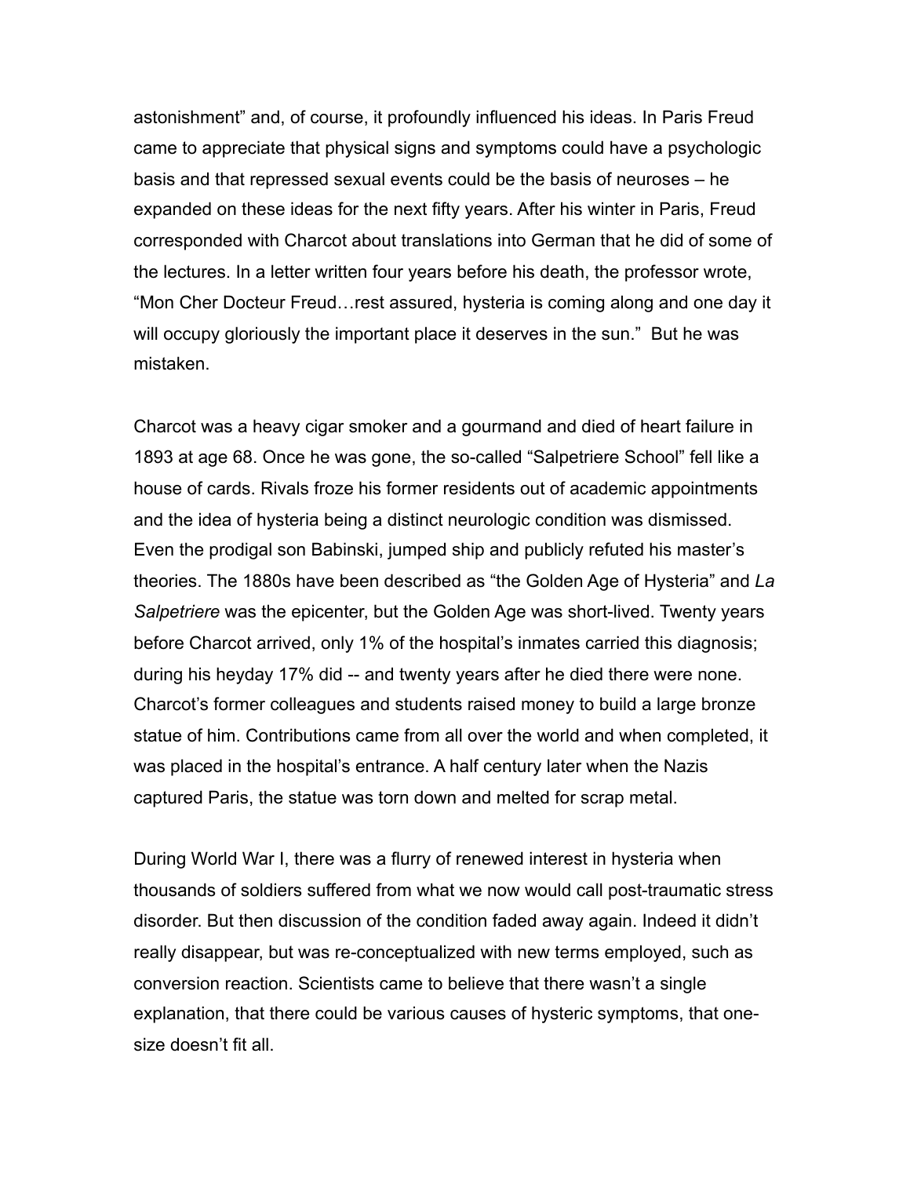astonishment" and, of course, it profoundly influenced his ideas. In Paris Freud came to appreciate that physical signs and symptoms could have a psychologic basis and that repressed sexual events could be the basis of neuroses – he expanded on these ideas for the next fifty years. After his winter in Paris, Freud corresponded with Charcot about translations into German that he did of some of the lectures. In a letter written four years before his death, the professor wrote, "Mon Cher Docteur Freud…rest assured, hysteria is coming along and one day it will occupy gloriously the important place it deserves in the sun." But he was mistaken.

Charcot was a heavy cigar smoker and a gourmand and died of heart failure in 1893 at age 68. Once he was gone, the so-called "Salpetriere School" fell like a house of cards. Rivals froze his former residents out of academic appointments and the idea of hysteria being a distinct neurologic condition was dismissed. Even the prodigal son Babinski, jumped ship and publicly refuted his master's theories. The 1880s have been described as "the Golden Age of Hysteria" and *La Salpetriere* was the epicenter, but the Golden Age was short-lived. Twenty years before Charcot arrived, only 1% of the hospital's inmates carried this diagnosis; during his heyday 17% did -- and twenty years after he died there were none. Charcot's former colleagues and students raised money to build a large bronze statue of him. Contributions came from all over the world and when completed, it was placed in the hospital's entrance. A half century later when the Nazis captured Paris, the statue was torn down and melted for scrap metal.

During World War I, there was a flurry of renewed interest in hysteria when thousands of soldiers suffered from what we now would call post-traumatic stress disorder. But then discussion of the condition faded away again. Indeed it didn't really disappear, but was re-conceptualized with new terms employed, such as conversion reaction. Scientists came to believe that there wasn't a single explanation, that there could be various causes of hysteric symptoms, that one-size doesn't fit all.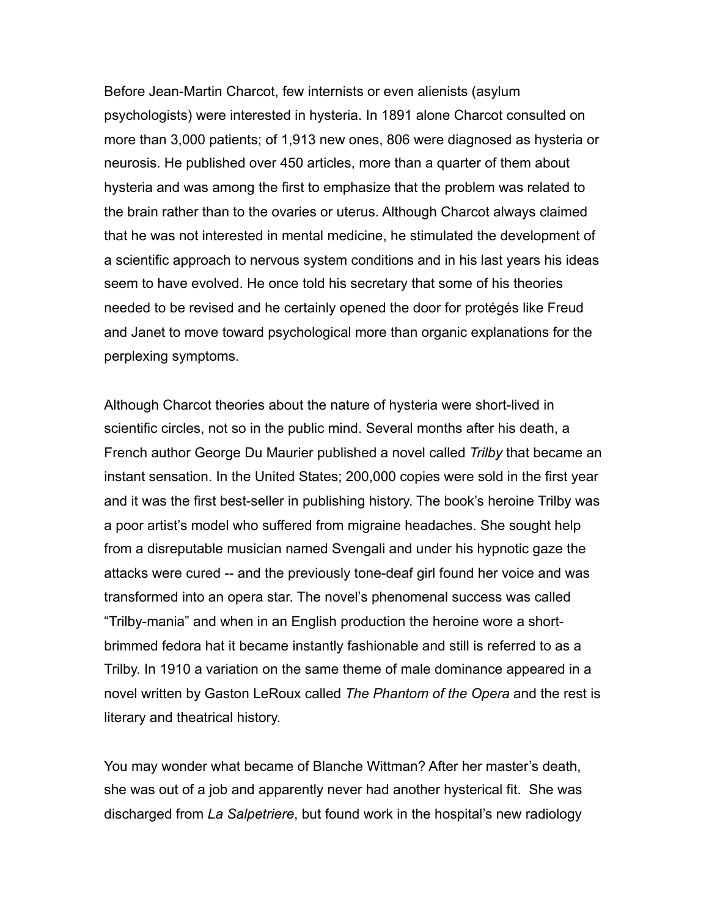Before Jean-Martin Charcot, few internists or even alienists (asylum psychologists) were interested in hysteria. In 1891 alone Charcot consulted on more than 3,000 patients; of 1,913 new ones, 806 were diagnosed as hysteria or neurosis. He published over 450 articles, more than a quarter of them about hysteria and was among the first to emphasize that the problem was related to the brain rather than to the ovaries or uterus. Although Charcot always claimed that he was not interested in mental medicine, he stimulated the development of a scientific approach to nervous system conditions and in his last years his ideas seem to have evolved. He once told his secretary that some of his theories needed to be revised and he certainly opened the door for protégés like Freud and Janet to move toward psychological more than organic explanations for the perplexing symptoms.

Although Charcot theories about the nature of hysteria were short-lived in scientific circles, not so in the public mind. Several months after his death, a French author George Du Maurier published a novel called *Trilby* that became an instant sensation. In the United States; 200,000 copies were sold in the first year and it was the first best-seller in publishing history. The book's heroine Trilby was a poor artist's model who suffered from migraine headaches. She sought help from a disreputable musician named Svengali and under his hypnotic gaze the attacks were cured -- and the previously tone-deaf girl found her voice and was transformed into an opera star. The novel's phenomenal success was called "Trilby-mania" and when in an English production the heroine wore a short-brimmed fedora hat it became instantly fashionable and still is referred to as a Trilby. In 1910 a variation on the same theme of male dominance appeared in a novel written by Gaston LeRoux called *The Phantom of the Opera* and the rest is literary and theatrical history.

You may wonder what became of Blanche Wittman? After her master's death, she was out of a job and apparently never had another hysterical fit. She was discharged from *La Salpetriere*, but found work in the hospital's new radiology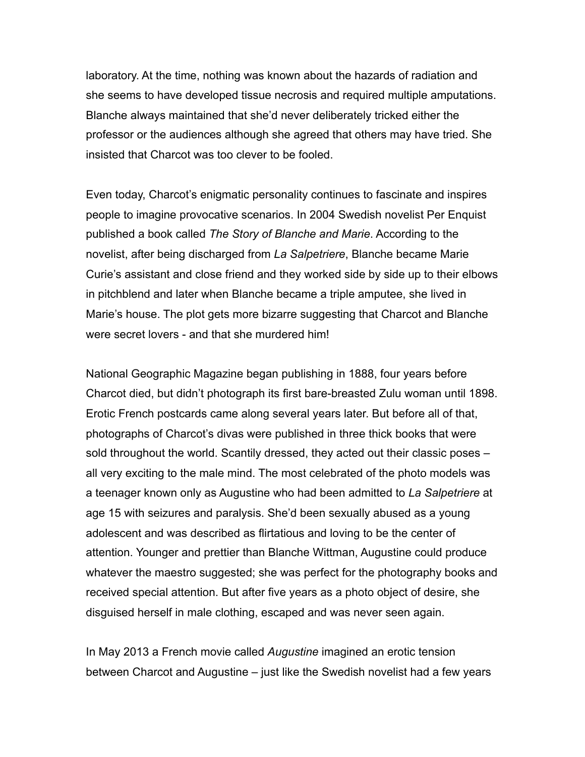laboratory. At the time, nothing was known about the hazards of radiation and she seems to have developed tissue necrosis and required multiple amputations. Blanche always maintained that she'd never deliberately tricked either the professor or the audiences although she agreed that others may have tried. She insisted that Charcot was too clever to be fooled.

Even today, Charcot's enigmatic personality continues to fascinate and inspires people to imagine provocative scenarios. In 2004 Swedish novelist Per Enquist published a book called *The Story of Blanche and Marie*. According to the novelist, after being discharged from *La Salpetriere*, Blanche became Marie Curie's assistant and close friend and they worked side by side up to their elbows in pitchblend and later when Blanche became a triple amputee, she lived in Marie's house. The plot gets more bizarre suggesting that Charcot and Blanche were secret lovers - and that she murdered him!

National Geographic Magazine began publishing in 1888, four years before Charcot died, but didn't photograph its first bare-breasted Zulu woman until 1898. Erotic French postcards came along several years later. But before all of that, photographs of Charcot's divas were published in three thick books that were sold throughout the world. Scantily dressed, they acted out their classic poses – all very exciting to the male mind. The most celebrated of the photo models was a teenager known only as Augustine who had been admitted to *La Salpetriere* at age 15 with seizures and paralysis. She'd been sexually abused as a young adolescent and was described as flirtatious and loving to be the center of attention. Younger and prettier than Blanche Wittman, Augustine could produce whatever the maestro suggested; she was perfect for the photography books and received special attention. But after five years as a photo object of desire, she disguised herself in male clothing, escaped and was never seen again.

In May 2013 a French movie called *Augustine* imagined an erotic tension between Charcot and Augustine – just like the Swedish novelist had a few years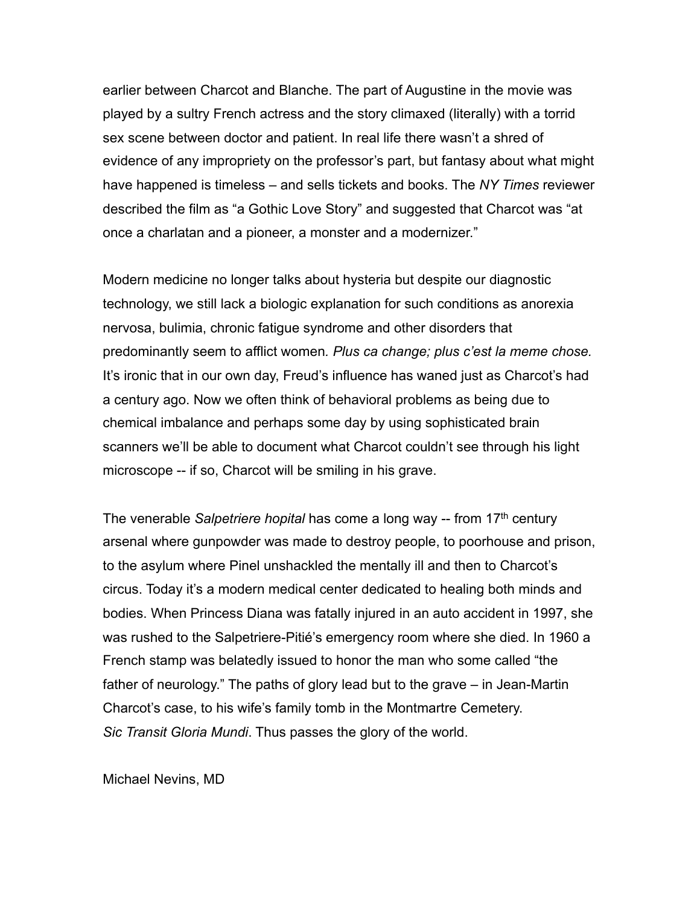earlier between Charcot and Blanche. The part of Augustine in the movie was played by a sultry French actress and the story climaxed (literally) with a torrid sex scene between doctor and patient. In real life there wasn't a shred of evidence of any impropriety on the professor's part, but fantasy about what might have happened is timeless – and sells tickets and books. The *NY Times* reviewer described the film as "a Gothic Love Story" and suggested that Charcot was "at once a charlatan and a pioneer, a monster and a modernizer."

Modern medicine no longer talks about hysteria but despite our diagnostic technology, we still lack a biologic explanation for such conditions as anorexia nervosa, bulimia, chronic fatigue syndrome and other disorders that predominantly seem to afflict women*. Plus ca change; plus c'est la meme chose.* It's ironic that in our own day, Freud's influence has waned just as Charcot's had a century ago. Now we often think of behavioral problems as being due to chemical imbalance and perhaps some day by using sophisticated brain scanners we'll be able to document what Charcot couldn't see through his light microscope -- if so, Charcot will be smiling in his grave.

The venerable *Salpetriere hopital* has come a long way -- from 17th century arsenal where gunpowder was made to destroy people, to poorhouse and prison, to the asylum where Pinel unshackled the mentally ill and then to Charcot's circus. Today it's a modern medical center dedicated to healing both minds and bodies. When Princess Diana was fatally injured in an auto accident in 1997, she was rushed to the Salpetriere-Pitié's emergency room where she died. In 1960 a French stamp was belatedly issued to honor the man who some called "the father of neurology." The paths of glory lead but to the grave – in Jean-Martin Charcot's case, to his wife's family tomb in the Montmartre Cemetery. *Sic Transit Gloria Mundi*. Thus passes the glory of the world.

Michael Nevins, MD